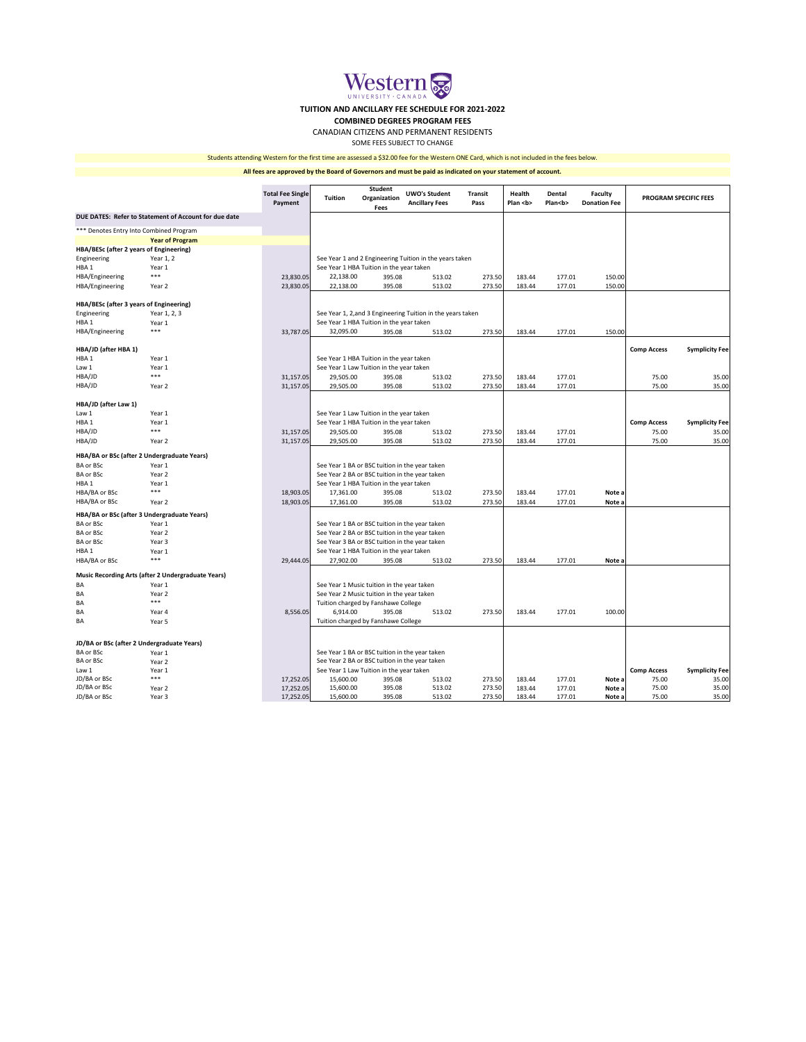# TUITION AND ANCILLARY FEE SCHEDULE FOR 2021-2022

## COMBINED DEGREES PROGRAM FEES

CANADIAN CITIZENS AND PERMANENT RESIDENTS

SOME FEES SUBJECT TO CHANGE

Students attending Western for the first time are assessed a $32.00 fee for the Western ONE Card, which is not included in the fees below.

**All fees are approved by the Board of Governors and must be paid as indicated on your statement of account.**

| | | Total Fee Single Payment | Tuition | Student Organization Fees | UWO's Student Ancillary Fees | Transit Pass | Health Plan <b> | Dental Plan<b> | Faculty Donation Fee | PROGRAM SPECIFIC FEES | |
|---|---|---|---|---|---|---|---|---|---|---|---|
| **DUE DATES: Refer to Statement of Account for due date** | | | | | | | | | | | |
| *** Denotes Entry Into Combined Program | | | | | | | | | | | |
| | **Year of Program** | | | | | | | | | | |
| **HBA/BESc (after 2 years of Engineering)** | | | | | | | | | | | |
| Engineering | Year 1, 2 | | See Year 1 and 2 Engineering Tuition in the years taken | | | | | | | | |
| HBA 1 | Year 1 | | See Year 1 HBA Tuition in the year taken | | | | | | | | |
| HBA/Engineering | *** | 23,830.05 | 22,138.00 | 395.08 | 513.02 | 273.50 | 183.44 | 177.01 | 150.00 | | |
| HBA/Engineering | Year 2 | 23,830.05 | 22,138.00 | 395.08 | 513.02 | 273.50 | 183.44 | 177.01 | 150.00 | | |
| **HBA/BESc (after 3 years of Engineering)** | | | | | | | | | | | |
| Engineering | Year 1, 2, 3 | | See Year 1, 2,and 3 Engineering Tuition in the years taken | | | | | | | | |
| HBA 1 | Year 1 | | See Year 1 HBA Tuition in the year taken | | | | | | | | |
| HBA/Engineering | *** | 33,787.05 | 32,095.00 | 395.08 | 513.02 | 273.50 | 183.44 | 177.01 | 150.00 | | |
| **HBA/JD (after HBA 1)** | | | | | | | | | | **Comp Access** | **Symplicity Fee** |
| HBA 1 | Year 1 | | See Year 1 HBA Tuition in the year taken | | | | | | | | |
| Law 1 | Year 1 | | See Year 1 Law Tuition in the year taken | | | | | | | | |
| HBA/JD | *** | 31,157.05 | 29,505.00 | 395.08 | 513.02 | 273.50 | 183.44 | 177.01 | | 75.00 | 35.00 |
| HBA/JD | Year 2 | 31,157.05 | 29,505.00 | 395.08 | 513.02 | 273.50 | 183.44 | 177.01 | | 75.00 | 35.00 |
| **HBA/JD (after Law 1)** | | | | | | | | | | | |
| Law 1 | Year 1 | | See Year 1 Law Tuition in the year taken | | | | | | | | |
| HBA 1 | Year 1 | | See Year 1 HBA Tuition in the year taken | | | | | | | **Comp Access** | **Symplicity Fee** |
| HBA/JD | *** | 31,157.05 | 29,505.00 | 395.08 | 513.02 | 273.50 | 183.44 | 177.01 | | 75.00 | 35.00 |
| HBA/JD | Year 2 | 31,157.05 | 29,505.00 | 395.08 | 513.02 | 273.50 | 183.44 | 177.01 | | 75.00 | 35.00 |
| **HBA/BA or BSc (after 2 Undergraduate Years)** | | | | | | | | | | | |
| BA or BSc | Year 1 | | See Year 1 BA or BSC tuition in the year taken | | | | | | | | |
| BA or BSc | Year 2 | | See Year 2 BA or BSC tuition in the year taken | | | | | | | | |
| HBA 1 | Year 1 | | See Year 1 HBA Tuition in the year taken | | | | | | | | |
| HBA/BA or BSc | *** | 18,903.05 | 17,361.00 | 395.08 | 513.02 | 273.50 | 183.44 | 177.01 | Note a | | |
| HBA/BA or BSc | Year 2 | 18,903.05 | 17,361.00 | 395.08 | 513.02 | 273.50 | 183.44 | 177.01 | Note a | | |
| **HBA/BA or BSc (after 3 Undergraduate Years)** | | | | | | | | | | | |
| BA or BSc | Year 1 | | See Year 1 BA or BSC tuition in the year taken | | | | | | | | |
| BA or BSc | Year 2 | | See Year 2 BA or BSC tuition in the year taken | | | | | | | | |
| BA or BSc | Year 3 | | See Year 3 BA or BSC tuition in the year taken | | | | | | | | |
| HBA 1 | Year 1 | | See Year 1 HBA Tuition in the year taken | | | | | | | | |
| HBA/BA or BSc | *** | 29,444.05 | 27,902.00 | 395.08 | 513.02 | 273.50 | 183.44 | 177.01 | Note a | | |
| **Music Recording Arts (after 2 Undergraduate Years)** | | | | | | | | | | | |
| BA | Year 1 | | See Year 1 Music tuition in the year taken | | | | | | | | |
| BA | Year 2 | | See Year 2 Music tuition in the year taken | | | | | | | | |
| BA | *** | | Tuition charged by Fanshawe College | | | | | | | | |
| BA | Year 4 | 8,556.05 | 6,914.00 | 395.08 | 513.02 | 273.50 | 183.44 | 177.01 | 100.00 | | |
| BA | Year 5 | | Tuition charged by Fanshawe College | | | | | | | | |
| **JD/BA or BSc (after 2 Undergraduate Years)** | | | | | | | | | | | |
| BA or BSc | Year 1 | | See Year 1 BA or BSC tuition in the year taken | | | | | | | | |
| BA or BSc | Year 2 | | See Year 2 BA or BSC tuition in the year taken | | | | | | | | |
| Law 1 | Year 1 | | See Year 1 Law Tuition in the year taken | | | | | | | **Comp Access** | **Symplicity Fee** |
| JD/BA or BSc | *** | 17,252.05 | 15,600.00 | 395.08 | 513.02 | 273.50 | 183.44 | 177.01 | Note a | 75.00 | 35.00 |
| JD/BA or BSc | Year 2 | 17,252.05 | 15,600.00 | 395.08 | 513.02 | 273.50 | 183.44 | 177.01 | Note a | 75.00 | 35.00 |
| JD/BA or BSc | Year 3 | 17,252.05 | 15,600.00 | 395.08 | 513.02 | 273.50 | 183.44 | 177.01 | Note a | 75.00 | 35.00 |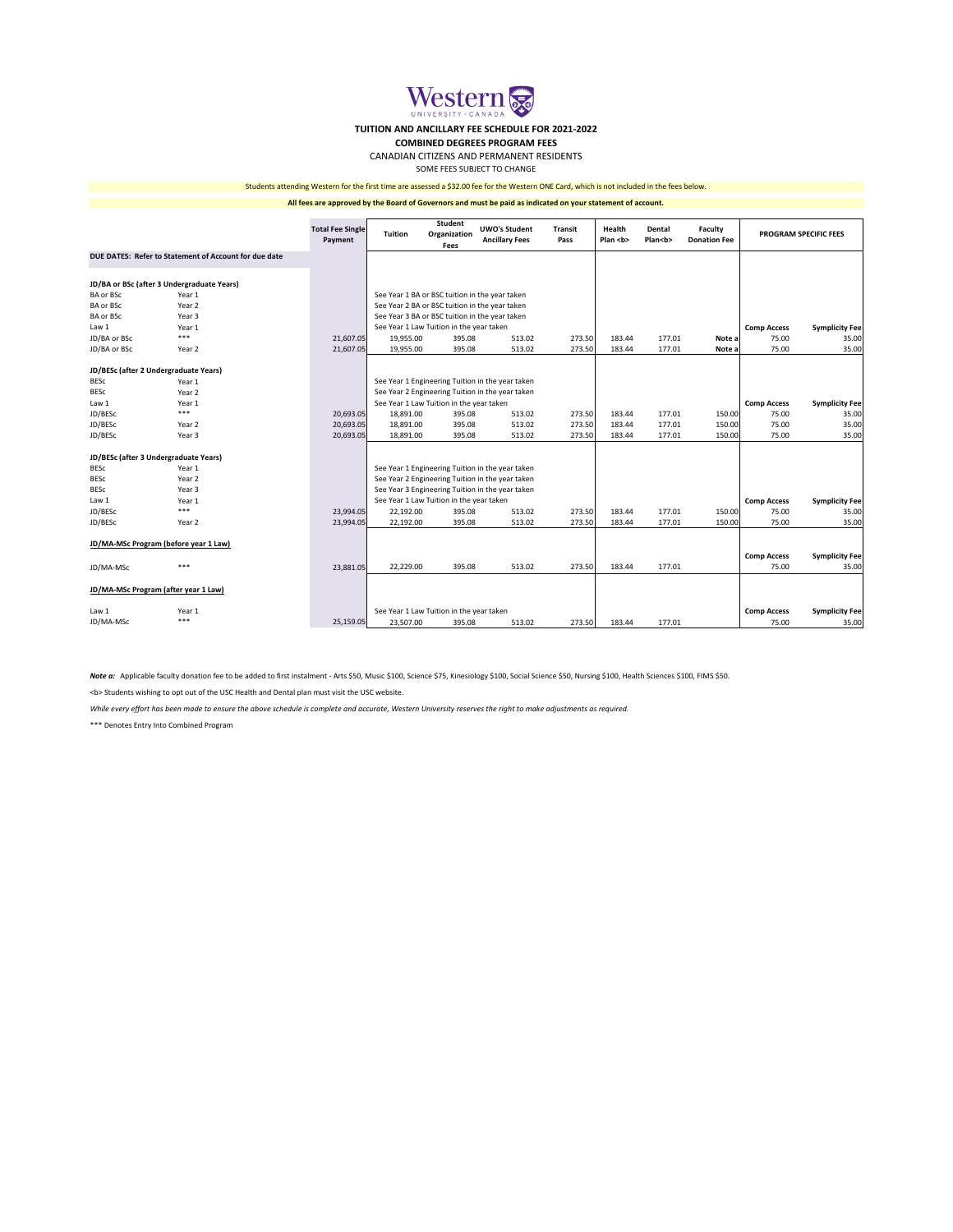# TUITION AND ANCILLARY FEE SCHEDULE FOR 2021-2022

**COMBINED DEGREES PROGRAM FEES**

CANADIAN CITIZENS AND PERMANENT RESIDENTS

SOME FEES SUBJECT TO CHANGE

Students attending Western for the first time are assessed a $32.00 fee for the Western ONE Card, which is not included in the fees below.

**All fees are approved by the Board of Governors and must be paid as indicated on your statement of account.**

| | | Total Fee Single Payment | Tuition | Student Organization Fees | UWO's Student Ancillary Fees | Transit Pass | Health Plan <b> | Dental Plan<b> | Faculty Donation Fee | PROGRAM SPECIFIC FEES | |
|---|---|---|---|---|---|---|---|---|---|---|---|
| **DUE DATES: Refer to Statement of Account for due date** | | | | | | | | | | | |
| **JD/BA or BSc (after 3 Undergraduate Years)** | | | | | | | | | | | |
| BA or BSc | Year 1 | | See Year 1 BA or BSC tuition in the year taken | | | | | | | | |
| BA or BSc | Year 2 | | See Year 2 BA or BSC tuition in the year taken | | | | | | | | |
| BA or BSc | Year 3 | | See Year 3 BA or BSC tuition in the year taken | | | | | | | | |
| Law 1 | Year 1 | | See Year 1 Law Tuition in the year taken | | | | | | | **Comp Access** | **Symplicity Fee** |
| JD/BA or BSc | *** | 21,607.05 | 19,955.00 | 395.08 | 513.02 | 273.50 | 183.44 | 177.01 | **Note a** | 75.00 | 35.00 |
| JD/BA or BSc | Year 2 | 21,607.05 | 19,955.00 | 395.08 | 513.02 | 273.50 | 183.44 | 177.01 | **Note a** | 75.00 | 35.00 |
| **JD/BESc (after 2 Undergraduate Years)** | | | | | | | | | | | |
| BESc | Year 1 | | See Year 1 Engineering Tuition in the year taken | | | | | | | | |
| BESc | Year 2 | | See Year 2 Engineering Tuition in the year taken | | | | | | | | |
| Law 1 | Year 1 | | See Year 1 Law Tuition in the year taken | | | | | | | **Comp Access** | **Symplicity Fee** |
| JD/BESc | *** | 20,693.05 | 18,891.00 | 395.08 | 513.02 | 273.50 | 183.44 | 177.01 | 150.00 | 75.00 | 35.00 |
| JD/BESc | Year 2 | 20,693.05 | 18,891.00 | 395.08 | 513.02 | 273.50 | 183.44 | 177.01 | 150.00 | 75.00 | 35.00 |
| JD/BESc | Year 3 | 20,693.05 | 18,891.00 | 395.08 | 513.02 | 273.50 | 183.44 | 177.01 | 150.00 | 75.00 | 35.00 |
| **JD/BESc (after 3 Undergraduate Years)** | | | | | | | | | | | |
| BESc | Year 1 | | See Year 1 Engineering Tuition in the year taken | | | | | | | | |
| BESc | Year 2 | | See Year 2 Engineering Tuition in the year taken | | | | | | | | |
| BESc | Year 3 | | See Year 3 Engineering Tuition in the year taken | | | | | | | | |
| Law 1 | Year 1 | | See Year 1 Law Tuition in the year taken | | | | | | | **Comp Access** | **Symplicity Fee** |
| JD/BESc | *** | 23,994.05 | 22,192.00 | 395.08 | 513.02 | 273.50 | 183.44 | 177.01 | 150.00 | 75.00 | 35.00 |
| JD/BESc | Year 2 | 23,994.05 | 22,192.00 | 395.08 | 513.02 | 273.50 | 183.44 | 177.01 | 150.00 | 75.00 | 35.00 |
| **JD/MA-MSc Program (before year 1 Law)** | | | | | | | | | | | |
| | | | | | | | | | | **Comp Access** | **Symplicity Fee** |
| JD/MA-MSc | *** | 23,881.05 | 22,229.00 | 395.08 | 513.02 | 273.50 | 183.44 | 177.01 | | 75.00 | 35.00 |
| **JD/MA-MSc Program (after year 1 Law)** | | | | | | | | | | | |
| Law 1 | Year 1 | | See Year 1 Law Tuition in the year taken | | | | | | | **Comp Access** | **Symplicity Fee** |
| JD/MA-MSc | *** | 25,159.05 | 23,507.00 | 395.08 | 513.02 | 273.50 | 183.44 | 177.01 | | 75.00 | 35.00 |

***Note a:*** Applicable faculty donation fee to be added to first instalment - Arts $50, Music $100, Science $75, Kinesiology $100, Social Science $50, Nursing $100, Health Sciences $100, FIMS $50.

<b> Students wishing to opt out of the USC Health and Dental plan must visit the USC website.

*While every effort has been made to ensure the above schedule is complete and accurate, Western University reserves the right to make adjustments as required.*

*** Denotes Entry Into Combined Program